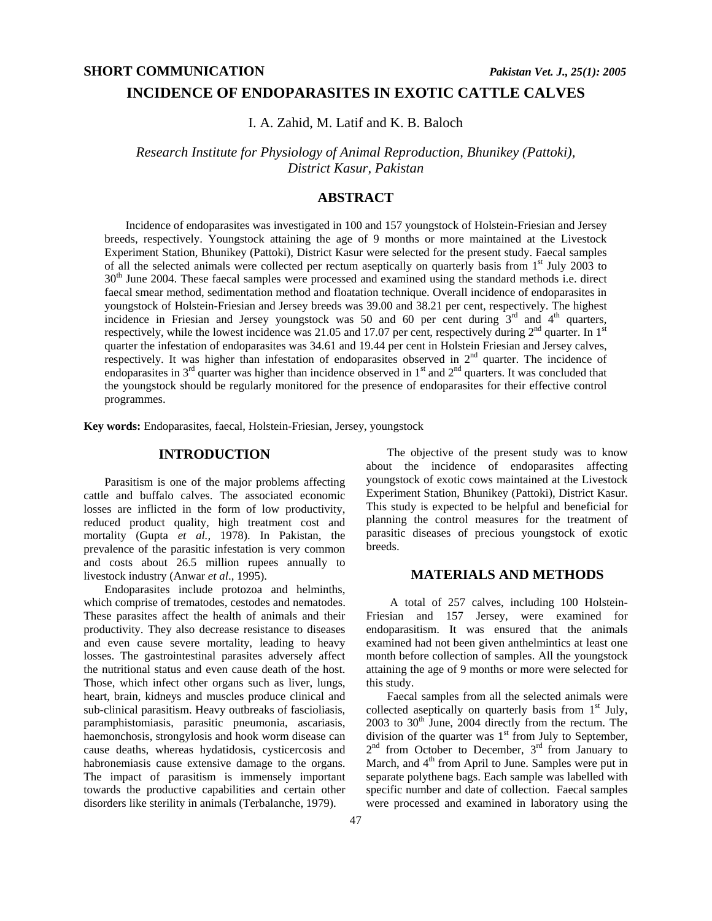SHORT COMMUNICATION

# INCIDENCE OF ENDOPARASITES IN EXOTIC CATTLE CALVES

I. A. Zahid, M. Latif and K. B. Baloch

*Research Institute for Physiology of Animal Reproduction, Bhunikey (Pattoki), District Kasur, Pakistan*

## ABSTRACT

Incidence of endoparasites was investigated in 100 and 157 youngstock of Holstein-Friesian and Jersey breeds, respectively. Youngstock attaining the age of 9 months or more maintained at the Livestock Experiment Station, Bhunikey (Pattoki), District Kasur were selected for the present study. Faecal samples of all the selected animals were collected per rectum aseptically on quarterly basis from 1st July 2003 to 30th June 2004. These faecal samples were processed and examined using the standard methods i.e. direct faecal smear method, sedimentation method and floatation technique. Overall incidence of endoparasites in youngstock of Holstein-Friesian and Jersey breeds was 39.00 and 38.21 per cent, respectively. The highest incidence in Friesian and Jersey youngstock was 50 and 60 per cent during 3rd and 4th quarters, respectively, while the lowest incidence was 21.05 and 17.07 per cent, respectively during 2nd quarter. In 1st quarter the infestation of endoparasites was 34.61 and 19.44 per cent in Holstein Friesian and Jersey calves, respectively. It was higher than infestation of endoparasites observed in 2nd quarter. The incidence of endoparasites in 3rd quarter was higher than incidence observed in 1st and 2nd quarters. It was concluded that the youngstock should be regularly monitored for the presence of endoparasites for their effective control programmes.

**Key words:** Endoparasites, faecal, Holstein-Friesian, Jersey, youngstock

## INTRODUCTION

Parasitism is one of the major problems affecting cattle and buffalo calves. The associated economic losses are inflicted in the form of low productivity, reduced product quality, high treatment cost and mortality (Gupta *et al.,* 1978). In Pakistan, the prevalence of the parasitic infestation is very common and costs about 26.5 million rupees annually to livestock industry (Anwar *et al*., 1995).

Endoparasites include protozoa and helminths, which comprise of trematodes, cestodes and nematodes. These parasites affect the health of animals and their productivity. They also decrease resistance to diseases and even cause severe mortality, leading to heavy losses. The gastrointestinal parasites adversely affect the nutritional status and even cause death of the host. Those, which infect other organs such as liver, lungs, heart, brain, kidneys and muscles produce clinical and sub-clinical parasitism. Heavy outbreaks of fascioliasis, paramphistomiasis, parasitic pneumonia, ascariasis, haemonchosis, strongylosis and hook worm disease can cause deaths, whereas hydatidosis, cysticercosis and habronemiasis cause extensive damage to the organs. The impact of parasitism is immensely important towards the productive capabilities and certain other disorders like sterility in animals (Terbalanche, 1979).

The objective of the present study was to know about the incidence of endoparasites affecting youngstock of exotic cows maintained at the Livestock Experiment Station, Bhunikey (Pattoki), District Kasur. This study is expected to be helpful and beneficial for planning the control measures for the treatment of parasitic diseases of precious youngstock of exotic breeds.

## MATERIALS AND METHODS

A total of 257 calves, including 100 Holstein-Friesian and 157 Jersey, were examined for endoparasitism. It was ensured that the animals examined had not been given anthelmintics at least one month before collection of samples. All the youngstock attaining the age of 9 months or more were selected for this study.

Faecal samples from all the selected animals were collected aseptically on quarterly basis from 1st July, 2003 to 30th June, 2004 directly from the rectum. The division of the quarter was 1st from July to September, 2nd from October to December, 3rd from January to March, and 4th from April to June. Samples were put in separate polythene bags. Each sample was labelled with specific number and date of collection. Faecal samples were processed and examined in laboratory using the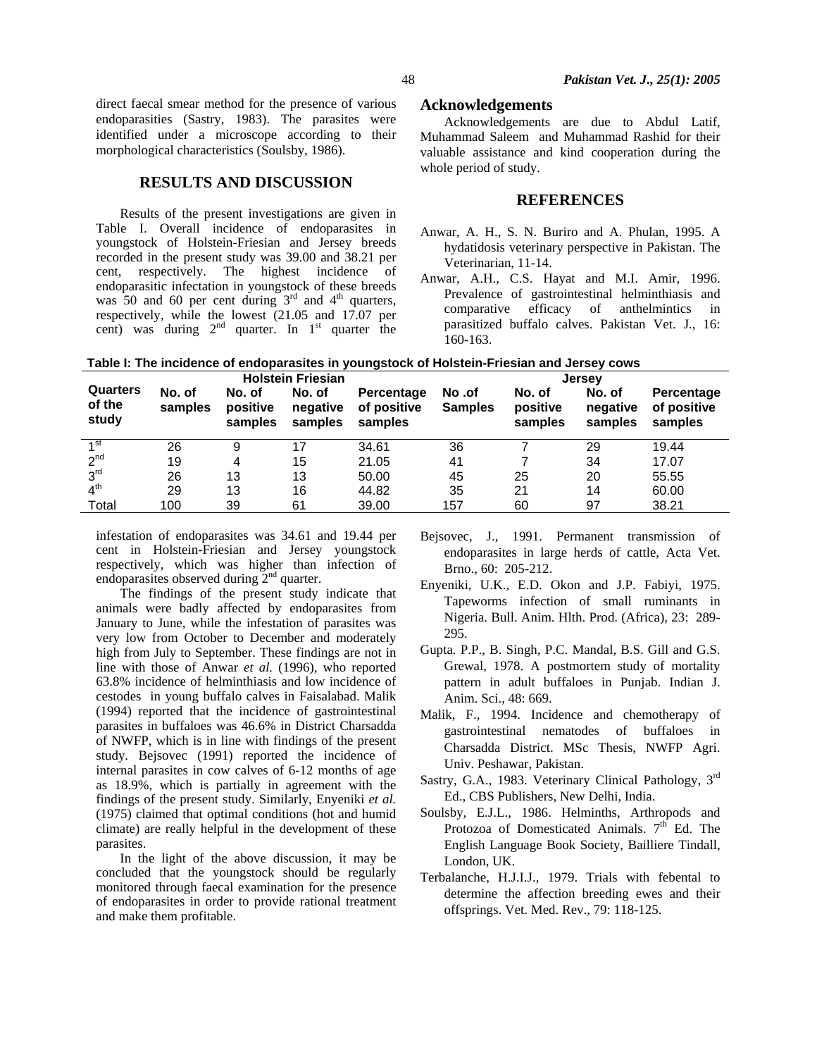direct faecal smear method for the presence of various endoparasites (Sastry, 1983). The parasites were identified under a microscope according to their morphological characteristics (Soulsby, 1986).

## RESULTS AND DISCUSSION

Results of the present investigations are given in Table I. Overall incidence of endoparasites in youngstock of Holstein-Friesian and Jersey breeds recorded in the present study was 39.00 and 38.21 per cent, respectively. The highest incidence of endoparasitic infectation in youngstock of these breeds was 50 and 60 per cent during 3rd and 4th quarters, respectively, while the lowest (21.05 and 17.07 per cent) was during 2nd quarter. In 1st quarter the infestation of endoparasites was 34.61 and 19.44 per cent in Holstein-Friesian and Jersey youngstock respectively, which was higher than infection of endoparasites observed during 2nd quarter.

**Table I: The incidence of endoparasites in youngstock of Holstein-Friesian and Jersey cows**

| Quarters of the study | Holstein Friesian | | | | Jersey | | | |
|---|---|---|---|---|---|---|---|---|
| | No. of samples | No. of positive samples | No. of negative samples | Percentage of positive samples | No .of Samples | No. of positive samples | No. of negative samples | Percentage of positive samples |
| 1st | 26 | 9 | 17 | 34.61 | 36 | 7 | 29 | 19.44 |
| 2nd | 19 | 4 | 15 | 21.05 | 41 | 7 | 34 | 17.07 |
| 3rd | 26 | 13 | 13 | 50.00 | 45 | 25 | 20 | 55.55 |
| 4th | 29 | 13 | 16 | 44.82 | 35 | 21 | 14 | 60.00 |
| Total | 100 | 39 | 61 | 39.00 | 157 | 60 | 97 | 38.21 |

The findings of the present study indicate that animals were badly affected by endoparasites from January to June, while the infestation of parasites was very low from October to December and moderately high from July to September. These findings are not in line with those of Anwar *et al.* (1996), who reported 63.8% incidence of helminthiasis and low incidence of cestodes in young buffalo calves in Faisalabad. Malik (1994) reported that the incidence of gastrointestinal parasites in buffaloes was 46.6% in District Charsadda of NWFP, which is in line with findings of the present study. Bejsovec (1991) reported the incidence of internal parasites in cow calves of 6-12 months of age as 18.9%, which is partially in agreement with the findings of the present study. Similarly, Enyeniki *et al.* (1975) claimed that optimal conditions (hot and humid climate) are really helpful in the development of these parasites.

In the light of the above discussion, it may be concluded that the youngstock should be regularly monitored through faecal examination for the presence of endoparasites in order to provide rational treatment and make them profitable.

## Acknowledgements

Acknowledgements are due to Abdul Latif, Muhammad Saleem and Muhammad Rashid for their valuable assistance and kind cooperation during the whole period of study.

## REFERENCES

Anwar, A. H., S. N. Buriro and A. Phulan, 1995. A hydatidosis veterinary perspective in Pakistan. The Veterinarian, 11-14.

Anwar, A.H., C.S. Hayat and M.I. Amir, 1996. Prevalence of gastrointestinal helminthiasis and comparative efficacy of anthelmintics in parasitized buffalo calves. Pakistan Vet. J., 16: 160-163.

Bejsovec, J., 1991. Permanent transmission of endoparasites in large herds of cattle, Acta Vet. Brno., 60: 205-212.

Enyeniki, U.K., E.D. Okon and J.P. Fabiyi, 1975. Tapeworms infection of small ruminants in Nigeria. Bull. Anim. Hlth. Prod. (Africa), 23: 289-295.

Gupta. P.P., B. Singh, P.C. Mandal, B.S. Gill and G.S. Grewal, 1978. A postmortem study of mortality pattern in adult buffaloes in Punjab. Indian J. Anim. Sci., 48: 669.

Malik, F., 1994. Incidence and chemotherapy of gastrointestinal nematodes of buffaloes in Charsadda District. MSc Thesis, NWFP Agri. Univ. Peshawar, Pakistan.

Sastry, G.A., 1983. Veterinary Clinical Pathology, 3rd Ed., CBS Publishers, New Delhi, India.

Soulsby, E.J.L., 1986. Helminths, Arthropods and Protozoa of Domesticated Animals. 7th Ed. The English Language Book Society, Bailliere Tindall, London, UK.

Terbalanche, H.J.I.J., 1979. Trials with febental to determine the affection breeding ewes and their offsprings. Vet. Med. Rev., 79: 118-125.